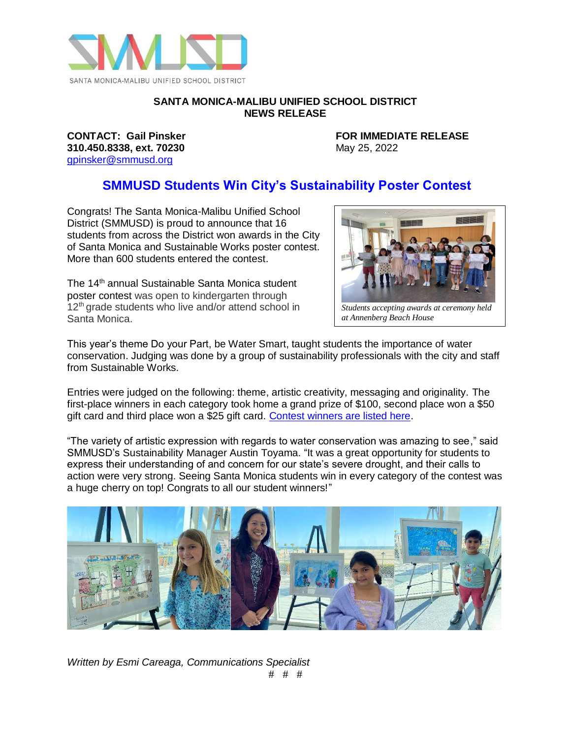SANTA MONICA-MALIBU UNIFIED SCHOOL DISTRICT

**SANTA MONICA-MALIBU UNIFIED SCHOOL DISTRICT**
**NEWS RELEASE**

**CONTACT: Gail Pinsker**
**310.450.8338, ext. 70230**
gpinsker@smmusd.org

**FOR IMMEDIATE RELEASE**
May 25, 2022

# SMMUSD Students Win City's Sustainability Poster Contest

Congrats! The Santa Monica-Malibu Unified School District (SMMUSD) is proud to announce that 16 students from across the District won awards in the City of Santa Monica and Sustainable Works poster contest. More than 600 students entered the contest.

The 14th annual Sustainable Santa Monica student poster contest was open to kindergarten through 12th grade students who live and/or attend school in Santa Monica.

*Students accepting awards at ceremony held at Annenberg Beach House*

This year's theme Do your Part, be Water Smart, taught students the importance of water conservation. Judging was done by a group of sustainability professionals with the city and staff from Sustainable Works.

Entries were judged on the following: theme, artistic creativity, messaging and originality. The first-place winners in each category took home a grand prize of $100, second place won a $50 gift card and third place won a $25 gift card. Contest winners are listed here.

"The variety of artistic expression with regards to water conservation was amazing to see," said SMMUSD's Sustainability Manager Austin Toyama. "It was a great opportunity for students to express their understanding of and concern for our state's severe drought, and their calls to action were very strong. Seeing Santa Monica students win in every category of the contest was a huge cherry on top! Congrats to all our student winners!"

*Written by Esmi Careaga, Communications Specialist*

# # #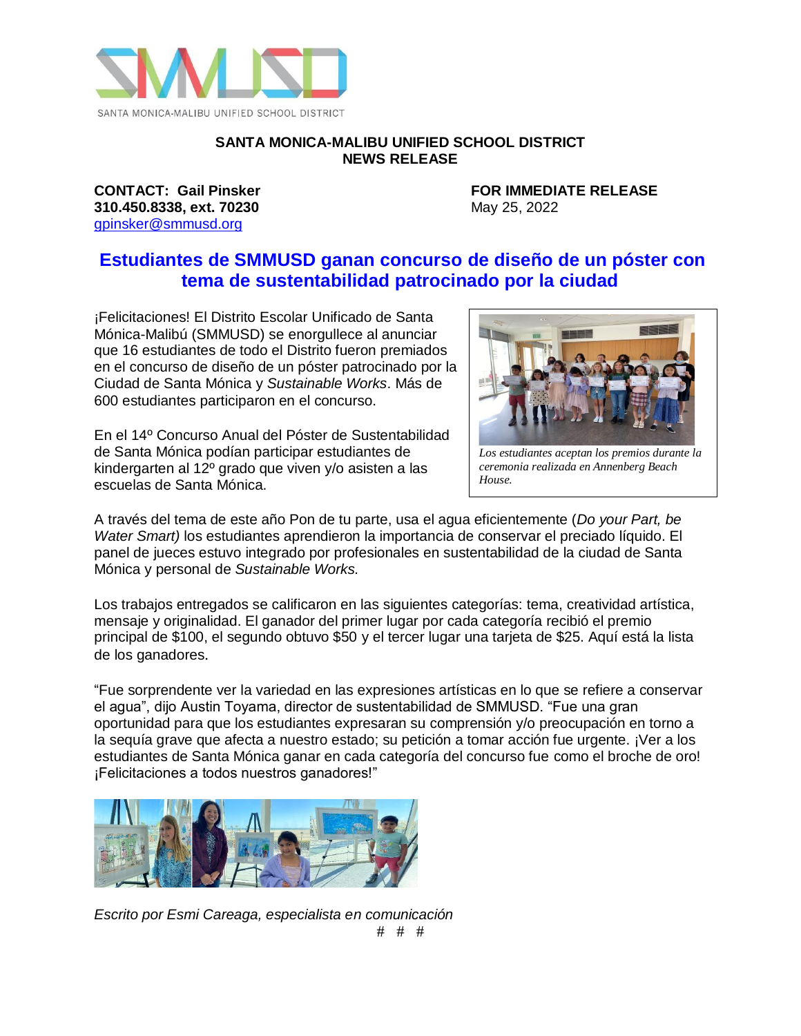SANTA MONICA-MALIBU UNIFIED SCHOOL DISTRICT

**SANTA MONICA-MALIBU UNIFIED SCHOOL DISTRICT**
**NEWS RELEASE**

**CONTACT: Gail Pinsker**
**310.450.8338, ext. 70230**
gpinsker@smmusd.org

**FOR IMMEDIATE RELEASE**
May 25, 2022

# Estudiantes de SMMUSD ganan concurso de diseño de un póster con tema de sustentabilidad patrocinado por la ciudad

¡Felicitaciones! El Distrito Escolar Unificado de Santa Mónica-Malibú (SMMUSD) se enorgullece al anunciar que 16 estudiantes de todo el Distrito fueron premiados en el concurso de diseño de un póster patrocinado por la Ciudad de Santa Mónica y *Sustainable Works*. Más de 600 estudiantes participaron en el concurso.

En el 14º Concurso Anual del Póster de Sustentabilidad de Santa Mónica podían participar estudiantes de kindergarten al 12º grado que viven y/o asisten a las escuelas de Santa Mónica.

*Los estudiantes aceptan los premios durante la ceremonia realizada en Annenberg Beach House.*

A través del tema de este año Pon de tu parte, usa el agua eficientemente (*Do your Part, be Water Smart)* los estudiantes aprendieron la importancia de conservar el preciado líquido. El panel de jueces estuvo integrado por profesionales en sustentabilidad de la ciudad de Santa Mónica y personal de *Sustainable Works.*

Los trabajos entregados se calificaron en las siguientes categorías: tema, creatividad artística, mensaje y originalidad. El ganador del primer lugar por cada categoría recibió el premio principal de $100, el segundo obtuvo $50 y el tercer lugar una tarjeta de $25. Aquí está la lista de los ganadores.

"Fue sorprendente ver la variedad en las expresiones artísticas en lo que se refiere a conservar el agua", dijo Austin Toyama, director de sustentabilidad de SMMUSD. "Fue una gran oportunidad para que los estudiantes expresaran su comprensión y/o preocupación en torno a la sequía grave que afecta a nuestro estado; su petición a tomar acción fue urgente. ¡Ver a los estudiantes de Santa Mónica ganar en cada categoría del concurso fue como el broche de oro! ¡Felicitaciones a todos nuestros ganadores!"

*Escrito por Esmi Careaga, especialista en comunicación*

# # #